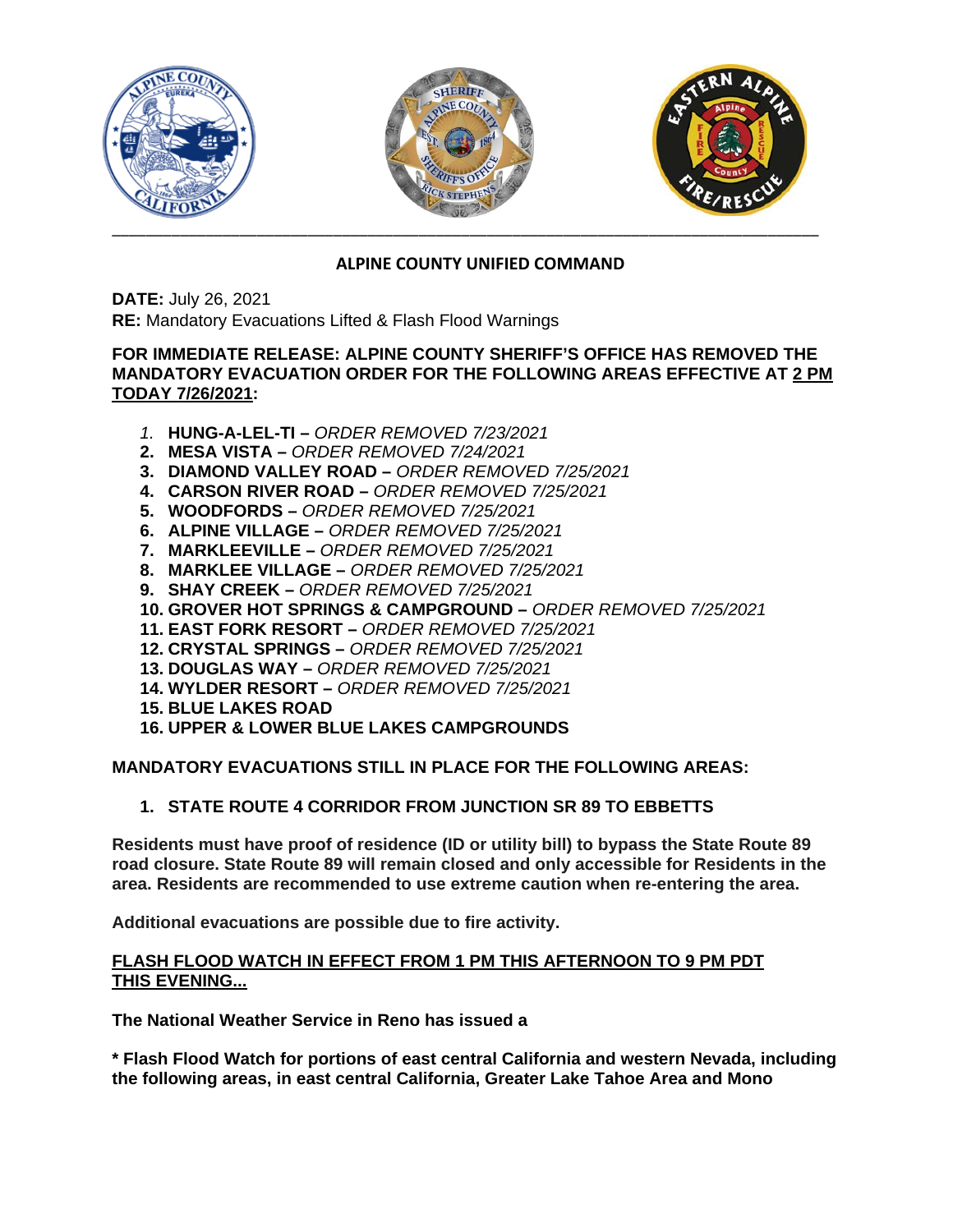## ALPINE COUNTY UNIFIED COMMAND

**DATE:** July 26, 2021
**RE:** Mandatory Evacuations Lifted & Flash Flood Warnings

**FOR IMMEDIATE RELEASE: ALPINE COUNTY SHERIFF'S OFFICE HAS REMOVED THE MANDATORY EVACUATION ORDER FOR THE FOLLOWING AREAS EFFECTIVE AT <u>2 PM TODAY 7/26/2021</u>:**

1. **HUNG-A-LEL-TI –** *ORDER REMOVED 7/23/2021*
2. **MESA VISTA –** *ORDER REMOVED 7/24/2021*
3. **DIAMOND VALLEY ROAD –** *ORDER REMOVED 7/25/2021*
4. **CARSON RIVER ROAD –** *ORDER REMOVED 7/25/2021*
5. **WOODFORDS –** *ORDER REMOVED 7/25/2021*
6. **ALPINE VILLAGE –** *ORDER REMOVED 7/25/2021*
7. **MARKLEEVILLE –** *ORDER REMOVED 7/25/2021*
8. **MARKLEE VILLAGE –** *ORDER REMOVED 7/25/2021*
9. **SHAY CREEK –** *ORDER REMOVED 7/25/2021*
10. **GROVER HOT SPRINGS & CAMPGROUND –** *ORDER REMOVED 7/25/2021*
11. **EAST FORK RESORT –** *ORDER REMOVED 7/25/2021*
12. **CRYSTAL SPRINGS –** *ORDER REMOVED 7/25/2021*
13. **DOUGLAS WAY –** *ORDER REMOVED 7/25/2021*
14. **WYLDER RESORT –** *ORDER REMOVED 7/25/2021*
15. **BLUE LAKES ROAD**
16. **UPPER & LOWER BLUE LAKES CAMPGROUNDS**

**MANDATORY EVACUATIONS STILL IN PLACE FOR THE FOLLOWING AREAS:**

1. **STATE ROUTE 4 CORRIDOR FROM JUNCTION SR 89 TO EBBETTS**

**Residents must have proof of residence (ID or utility bill) to bypass the State Route 89 road closure. State Route 89 will remain closed and only accessible for Residents in the area. Residents are recommended to use extreme caution when re-entering the area.**

**Additional evacuations are possible due to fire activity.**

**<u>FLASH FLOOD WATCH IN EFFECT FROM 1 PM THIS AFTERNOON TO 9 PM PDT THIS EVENING...</u>**

**The National Weather Service in Reno has issued a**

**\* Flash Flood Watch for portions of east central California and western Nevada, including the following areas, in east central California, Greater Lake Tahoe Area and Mono**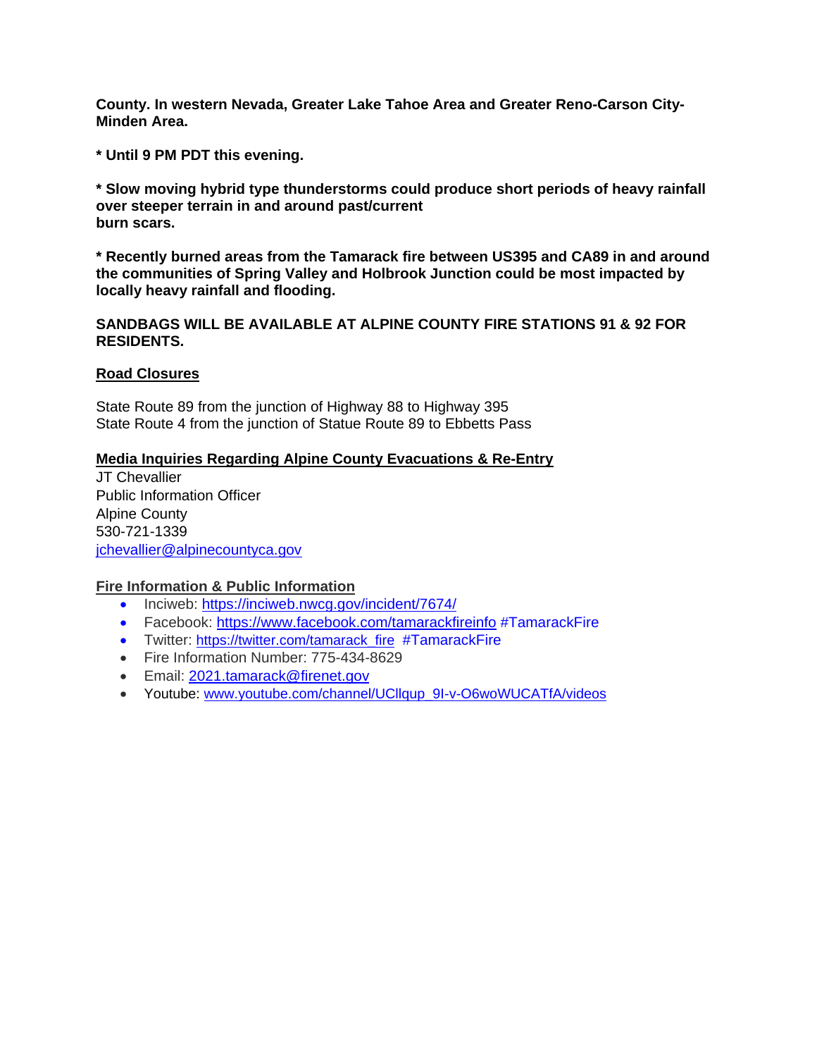**County. In western Nevada, Greater Lake Tahoe Area and Greater Reno-Carson City-Minden Area.**

**\* Until 9 PM PDT this evening.**

**\* Slow moving hybrid type thunderstorms could produce short periods of heavy rainfall over steeper terrain in and around past/current burn scars.**

**\* Recently burned areas from the Tamarack fire between US395 and CA89 in and around the communities of Spring Valley and Holbrook Junction could be most impacted by locally heavy rainfall and flooding.**

**SANDBAGS WILL BE AVAILABLE AT ALPINE COUNTY FIRE STATIONS 91 & 92 FOR RESIDENTS.**

**Road Closures**

State Route 89 from the junction of Highway 88 to Highway 395
State Route 4 from the junction of Statue Route 89 to Ebbetts Pass

**Media Inquiries Regarding Alpine County Evacuations & Re-Entry**

JT Chevallier
Public Information Officer
Alpine County
530-721-1339
jchevallier@alpinecountyca.gov

**Fire Information & Public Information**

- Inciweb: https://inciweb.nwcg.gov/incident/7674/
- Facebook: https://www.facebook.com/tamarackfireinfo #TamarackFire
- Twitter: https://twitter.com/tamarack_fire #TamarackFire
- Fire Information Number: 775-434-8629
- Email: 2021.tamarack@firenet.gov
- Youtube: www.youtube.com/channel/UCllqup_9I-v-O6woWUCATfA/videos